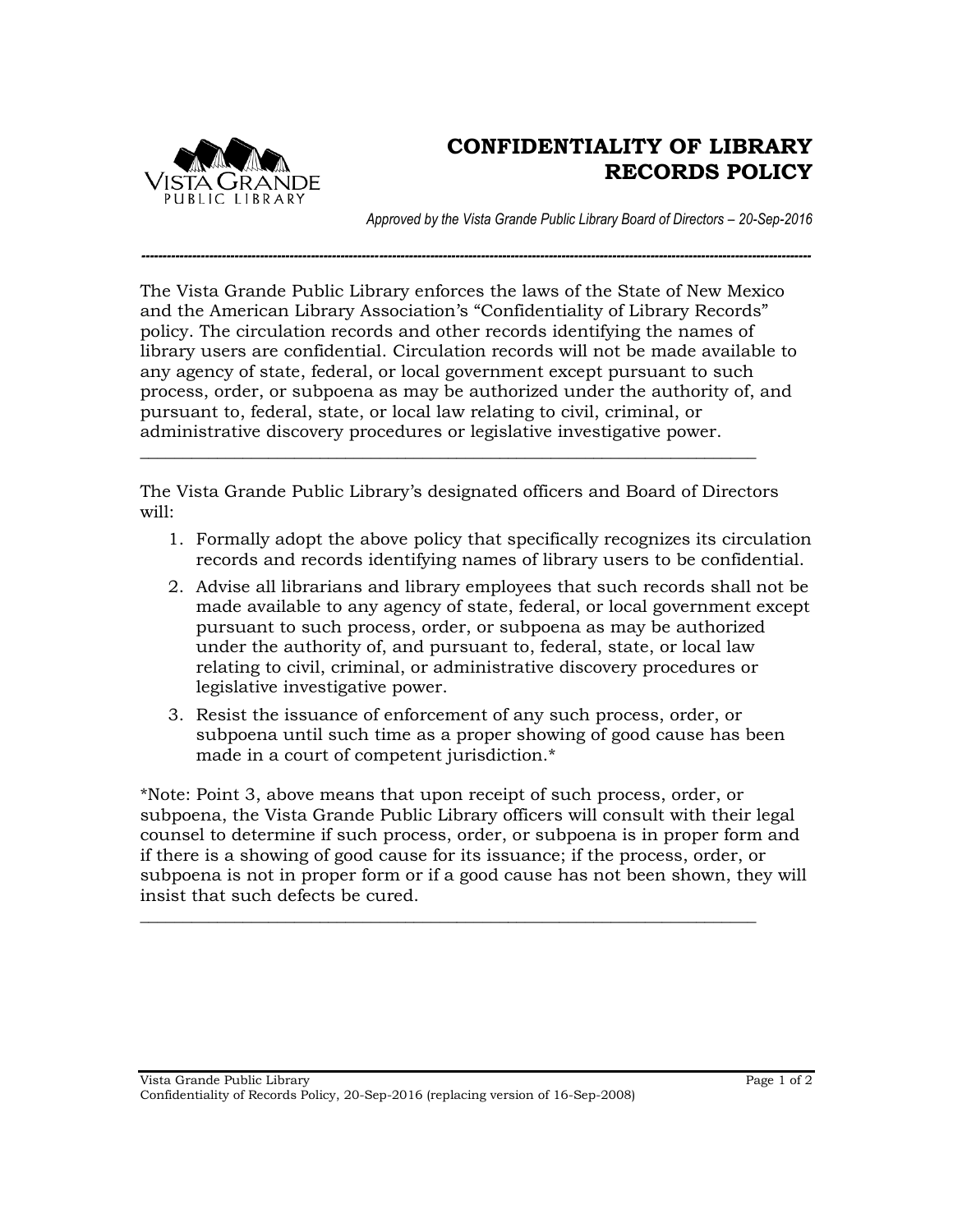Vista Grande Public Library

# CONFIDENTIALITY OF LIBRARY RECORDS POLICY

*Approved by the Vista Grande Public Library Board of Directors – 20-Sep-2016*

---

The Vista Grande Public Library enforces the laws of the State of New Mexico and the American Library Association's "Confidentiality of Library Records" policy. The circulation records and other records identifying the names of library users are confidential. Circulation records will not be made available to any agency of state, federal, or local government except pursuant to such process, order, or subpoena as may be authorized under the authority of, and pursuant to, federal, state, or local law relating to civil, criminal, or administrative discovery procedures or legislative investigative power.

---

The Vista Grande Public Library's designated officers and Board of Directors will:

1. Formally adopt the above policy that specifically recognizes its circulation records and records identifying names of library users to be confidential.
2. Advise all librarians and library employees that such records shall not be made available to any agency of state, federal, or local government except pursuant to such process, order, or subpoena as may be authorized under the authority of, and pursuant to, federal, state, or local law relating to civil, criminal, or administrative discovery procedures or legislative investigative power.
3. Resist the issuance of enforcement of any such process, order, or subpoena until such time as a proper showing of good cause has been made in a court of competent jurisdiction.*

*Note: Point 3, above means that upon receipt of such process, order, or subpoena, the Vista Grande Public Library officers will consult with their legal counsel to determine if such process, order, or subpoena is in proper form and if there is a showing of good cause for its issuance; if the process, order, or subpoena is not in proper form or if a good cause has not been shown, they will insist that such defects be cured.

---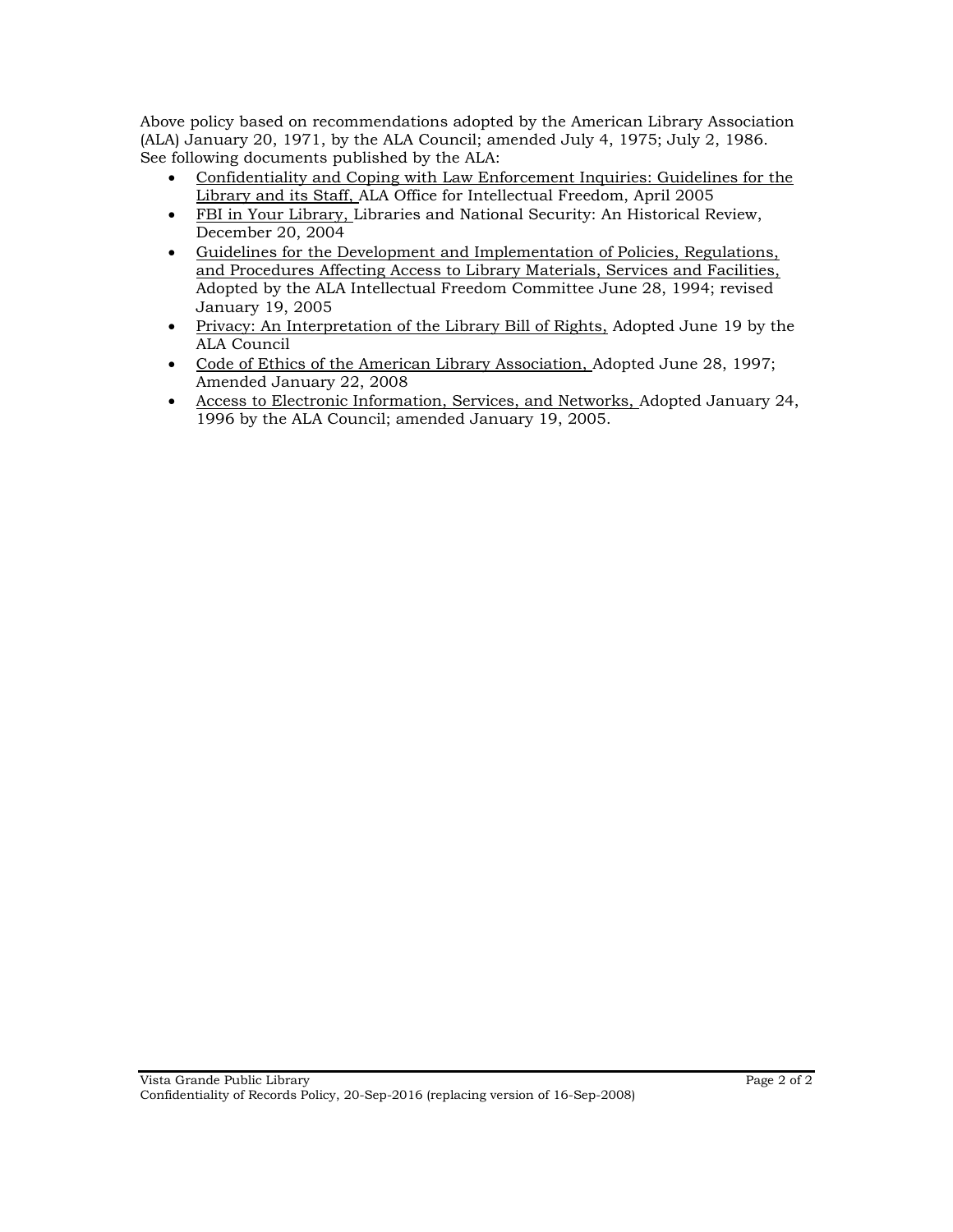Above policy based on recommendations adopted by the American Library Association (ALA) January 20, 1971, by the ALA Council; amended July 4, 1975; July 2, 1986. See following documents published by the ALA:

- <u>Confidentiality and Coping with Law Enforcement Inquiries: Guidelines for the Library and its Staff,</u> ALA Office for Intellectual Freedom, April 2005
- <u>FBI in Your Library,</u> Libraries and National Security: An Historical Review, December 20, 2004
- <u>Guidelines for the Development and Implementation of Policies, Regulations, and Procedures Affecting Access to Library Materials, Services and Facilities,</u> Adopted by the ALA Intellectual Freedom Committee June 28, 1994; revised January 19, 2005
- <u>Privacy: An Interpretation of the Library Bill of Rights,</u> Adopted June 19 by the ALA Council
- <u>Code of Ethics of the American Library Association,</u> Adopted June 28, 1997; Amended January 22, 2008
- <u>Access to Electronic Information, Services, and Networks,</u> Adopted January 24, 1996 by the ALA Council; amended January 19, 2005.